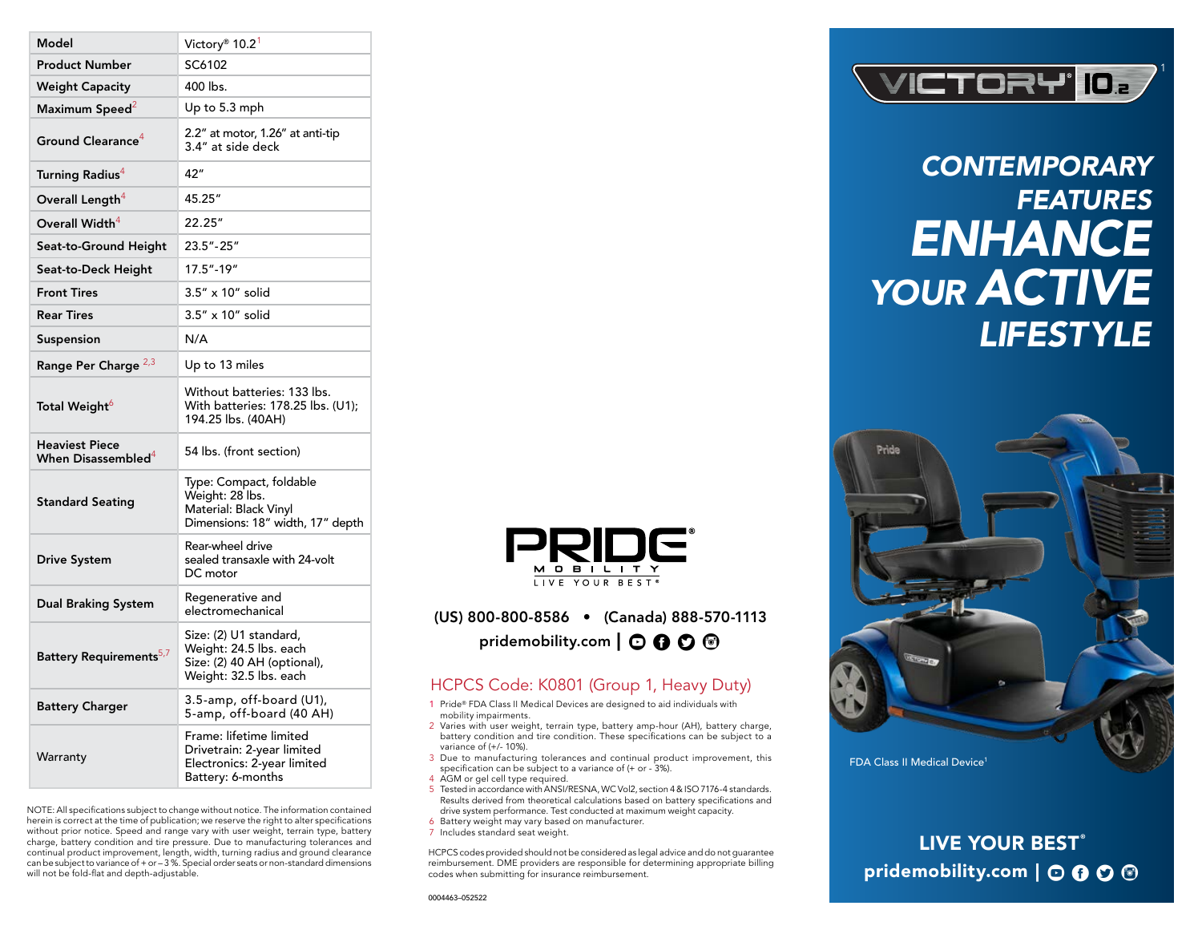| Model | Victory® 10.2[1] |
|---|---|
| Product Number | SC6102 |
| Weight Capacity | 400 lbs. |
| Maximum Speed[2] | Up to 5.3 mph |
| Ground Clearance[4] | 2.2" at motor, 1.26" at anti-tip<br>3.4" at side deck |
| Turning Radius[4] | 42" |
| Overall Length[4] | 45.25" |
| Overall Width[4] | 22.25" |
| Seat-to-Ground Height | 23.5"-25" |
| Seat-to-Deck Height | 17.5"-19" |
| Front Tires | 3.5" x 10" solid |
| Rear Tires | 3.5" x 10" solid |
| Suspension | N/A |
| Range Per Charge[2,3] | Up to 13 miles |
| Total Weight[6] | Without batteries: 133 lbs.<br>With batteries: 178.25 lbs. (U1); 194.25 lbs. (40AH) |
| Heaviest Piece When Disassembled[4] | 54 lbs. (front section) |
| Standard Seating | Type: Compact, foldable<br>Weight: 28 lbs.<br>Material: Black Vinyl<br>Dimensions: 18" width, 17" depth |
| Drive System | Rear-wheel drive<br>sealed transaxle with 24-volt DC motor |
| Dual Braking System | Regenerative and electromechanical |
| Battery Requirements[5,7] | Size: (2) U1 standard,<br>Weight: 24.5 lbs. each<br>Size: (2) 40 AH (optional),<br>Weight: 32.5 lbs. each |
| Battery Charger | 3.5-amp, off-board (U1),<br>5-amp, off-board (40 AH) |
| Warranty | Frame: lifetime limited<br>Drivetrain: 2-year limited<br>Electronics: 2-year limited<br>Battery: 6-months |

NOTE: All specifications subject to change without notice. The information contained herein is correct at the time of publication; we reserve the right to alter specifications without prior notice. Speed and range vary with user weight, terrain type, battery charge, battery condition and tire pressure. Due to manufacturing tolerances and continual product improvement, length, width, turning radius and ground clearance can be subject to variance of + or – 3%. Special order seats or non-standard dimensions will not be fold-flat and depth-adjustable.

PRIDE® MOBILITY
LIVE YOUR BEST®

(US) 800-800-8586 • (Canada) 888-570-1113

pridemobility.com

## HCPCS Code: K0801 (Group 1, Heavy Duty)

1. Pride® FDA Class II Medical Devices are designed to aid individuals with mobility impairments.
2. Varies with user weight, terrain type, battery amp-hour (AH), battery charge, battery condition and tire condition. These specifications can be subject to a variance of (+/- 10%).
3. Due to manufacturing tolerances and continual product improvement, this specification can be subject to a variance of (+ or - 3%).
4. AGM or gel cell type required.
5. Tested in accordance with ANSI/RESNA, WC Vol2, section 4 & ISO 7176-4 standards. Results derived from theoretical calculations based on battery specifications and drive system performance. Test conducted at maximum weight capacity.
6. Battery weight may vary based on manufacturer.
7. Includes standard seat weight.

HCPCS codes provided should not be considered as legal advice and do not guarantee reimbursement. DME providers are responsible for determining appropriate billing codes when submitting for insurance reimbursement.

0004463–052522

# VICTORY® 10.2[1]

## CONTEMPORARY FEATURES ENHANCE YOUR ACTIVE LIFESTYLE

FDA Class II Medical Device[1]

**LIVE YOUR BEST®**

**pridemobility.com**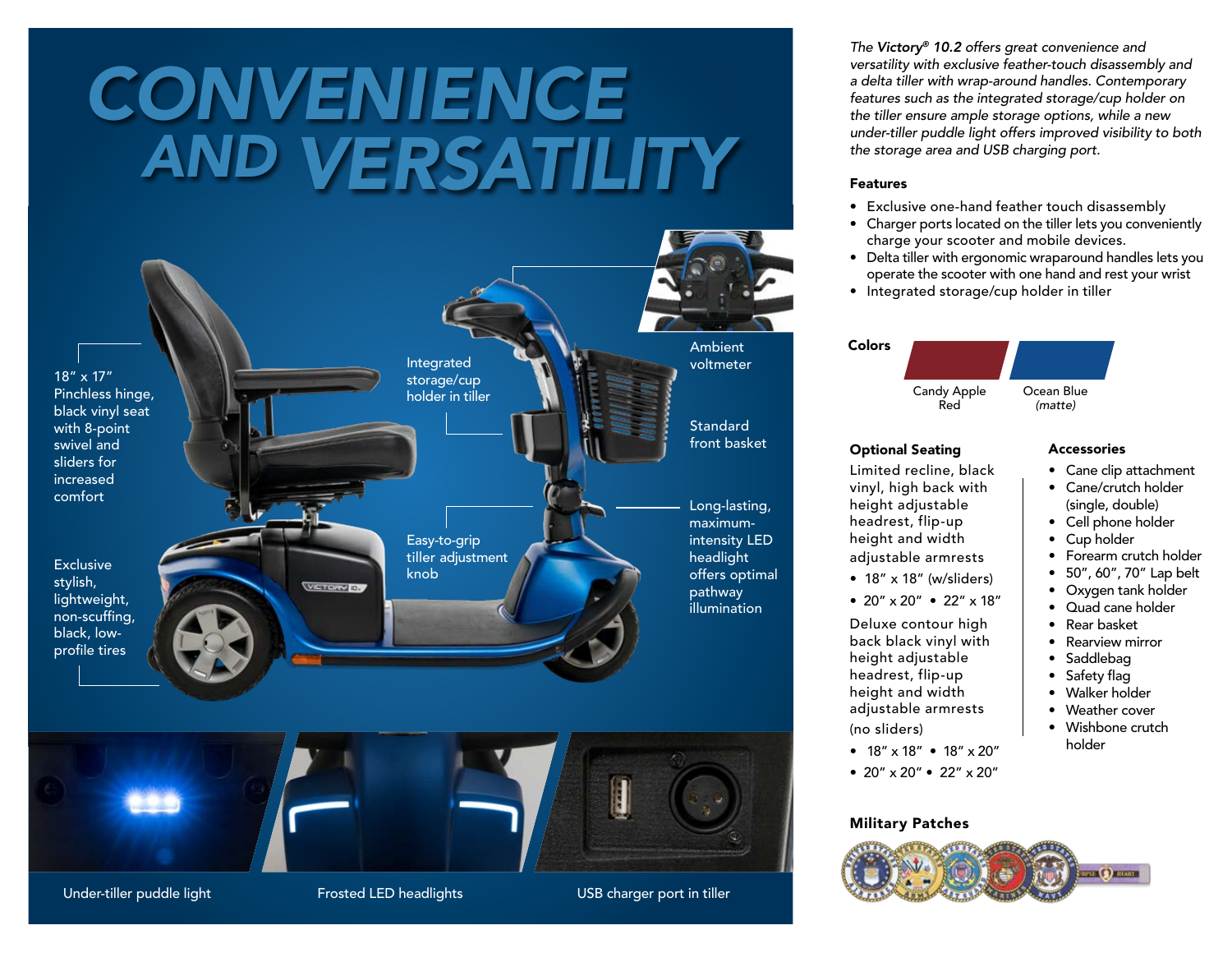# CONVENIENCE AND VERSATILITY

18" x 17" Pinchless hinge, black vinyl seat with 8-point swivel and sliders for increased comfort

Exclusive stylish, lightweight, non-scuffing, black, low-profile tires

Integrated storage/cup holder in tiller

Easy-to-grip tiller adjustment knob

Ambient voltmeter

Standard front basket

Long-lasting, maximum-intensity LED headlight offers optimal pathway illumination

Under-tiller puddle light

Frosted LED headlights

USB charger port in tiller

*The **Victory® 10.2** offers great convenience and versatility with exclusive feather-touch disassembly and a delta tiller with wrap-around handles. Contemporary features such as the integrated storage/cup holder on the tiller ensure ample storage options, while a new under-tiller puddle light offers improved visibility to both the storage area and USB charging port.*

## Features

- Exclusive one-hand feather touch disassembly
- Charger ports located on the tiller lets you conveniently charge your scooter and mobile devices.
- Delta tiller with ergonomic wraparound handles lets you operate the scooter with one hand and rest your wrist
- Integrated storage/cup holder in tiller

## Colors

Candy Apple Red

Ocean Blue *(matte)*

## Optional Seating

Limited recline, black vinyl, high back with height adjustable headrest, flip-up height and width adjustable armrests

- 18" x 18" (w/sliders)
- 20" x 20" • 22" x 18"

Deluxe contour high back black vinyl with height adjustable headrest, flip-up height and width adjustable armrests (no sliders)

- 18" x 18" • 18" x 20"
- 20" x 20" • 22" x 20"

## Accessories

- Cane clip attachment
- Cane/crutch holder (single, double)
- Cell phone holder
- Cup holder
- Forearm crutch holder
- 50", 60", 70" Lap belt
- Oxygen tank holder
- Quad cane holder
- Rear basket
- Rearview mirror
- Saddlebag
- Safety flag
- Walker holder
- Weather cover
- Wishbone crutch holder

## Military Patches